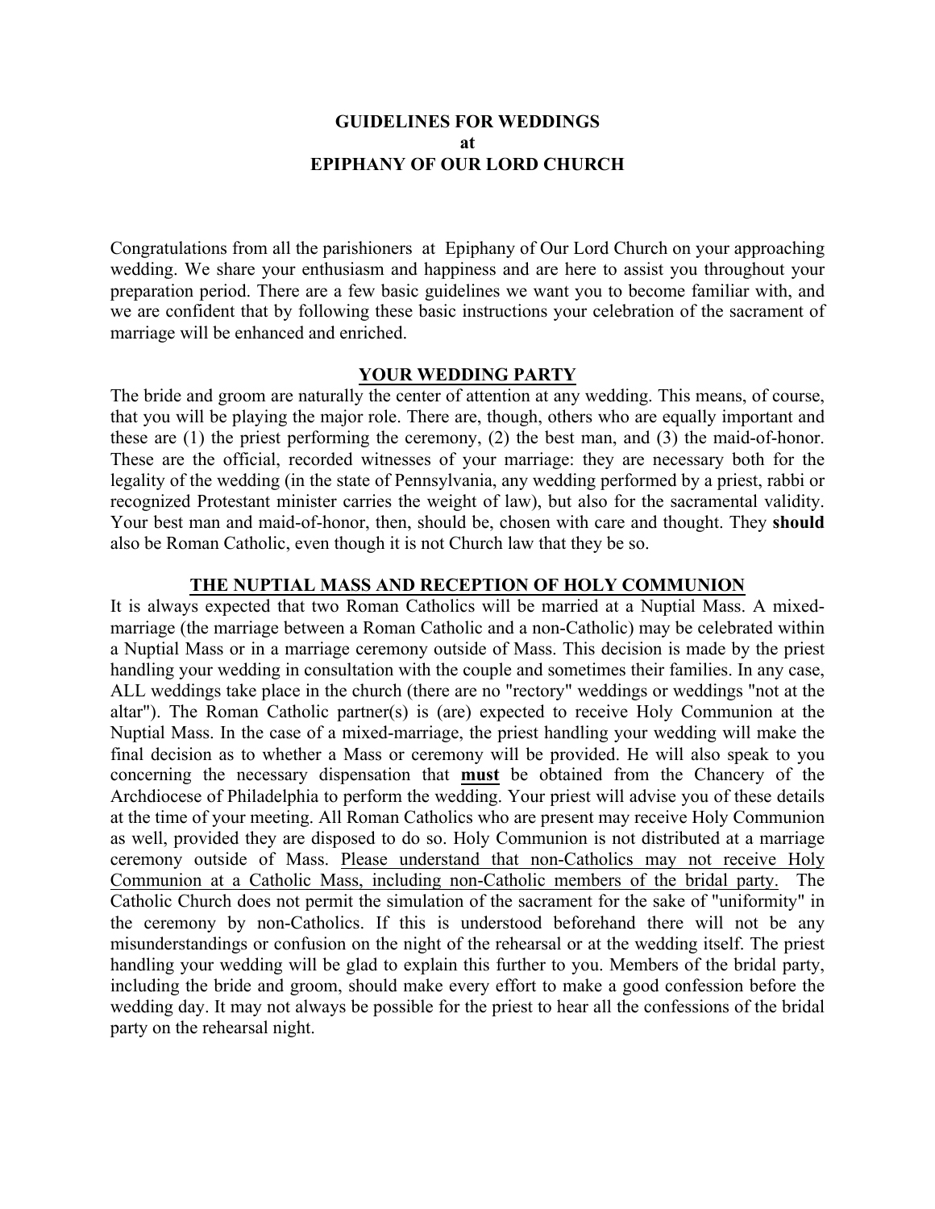# GUIDELINES FOR WEDDINGS
# at
# EPIPHANY OF OUR LORD CHURCH

Congratulations from all the parishioners at Epiphany of Our Lord Church on your approaching wedding. We share your enthusiasm and happiness and are here to assist you throughout your preparation period. There are a few basic guidelines we want you to become familiar with, and we are confident that by following these basic instructions your celebration of the sacrament of marriage will be enhanced and enriched.

## YOUR WEDDING PARTY

The bride and groom are naturally the center of attention at any wedding. This means, of course, that you will be playing the major role. There are, though, others who are equally important and these are (1) the priest performing the ceremony, (2) the best man, and (3) the maid-of-honor. These are the official, recorded witnesses of your marriage: they are necessary both for the legality of the wedding (in the state of Pennsylvania, any wedding performed by a priest, rabbi or recognized Protestant minister carries the weight of law), but also for the sacramental validity. Your best man and maid-of-honor, then, should be, chosen with care and thought. They **should** also be Roman Catholic, even though it is not Church law that they be so.

## THE NUPTIAL MASS AND RECEPTION OF HOLY COMMUNION

It is always expected that two Roman Catholics will be married at a Nuptial Mass. A mixed-marriage (the marriage between a Roman Catholic and a non-Catholic) may be celebrated within a Nuptial Mass or in a marriage ceremony outside of Mass. This decision is made by the priest handling your wedding in consultation with the couple and sometimes their families. In any case, ALL weddings take place in the church (there are no "rectory" weddings or weddings "not at the altar"). The Roman Catholic partner(s) is (are) expected to receive Holy Communion at the Nuptial Mass. In the case of a mixed-marriage, the priest handling your wedding will make the final decision as to whether a Mass or ceremony will be provided. He will also speak to you concerning the necessary dispensation that **must** be obtained from the Chancery of the Archdiocese of Philadelphia to perform the wedding. Your priest will advise you of these details at the time of your meeting. All Roman Catholics who are present may receive Holy Communion as well, provided they are disposed to do so. Holy Communion is not distributed at a marriage ceremony outside of Mass. Please understand that non-Catholics may not receive Holy Communion at a Catholic Mass, including non-Catholic members of the bridal party. The Catholic Church does not permit the simulation of the sacrament for the sake of "uniformity" in the ceremony by non-Catholics. If this is understood beforehand there will not be any misunderstandings or confusion on the night of the rehearsal or at the wedding itself. The priest handling your wedding will be glad to explain this further to you. Members of the bridal party, including the bride and groom, should make every effort to make a good confession before the wedding day. It may not always be possible for the priest to hear all the confessions of the bridal party on the rehearsal night.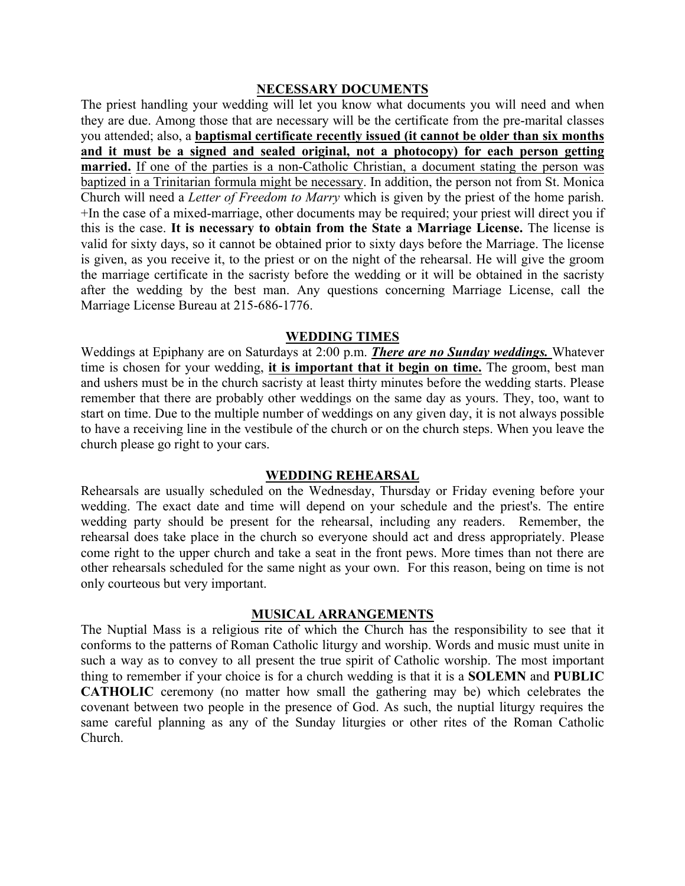## NECESSARY DOCUMENTS

The priest handling your wedding will let you know what documents you will need and when they are due. Among those that are necessary will be the certificate from the pre-marital classes you attended; also, a <u>**baptismal certificate recently issued (it cannot be older than six months and it must be a signed and sealed original, not a photocopy) for each person getting married.**</u> <u>If one of the parties is a non-Catholic Christian, a document stating the person was baptized in a Trinitarian formula might be necessary</u>. In addition, the person not from St. Monica Church will need a *Letter of Freedom to Marry* which is given by the priest of the home parish. +In the case of a mixed-marriage, other documents may be required; your priest will direct you if this is the case. **It is necessary to obtain from the State a Marriage License.** The license is valid for sixty days, so it cannot be obtained prior to sixty days before the Marriage. The license is given, as you receive it, to the priest or on the night of the rehearsal. He will give the groom the marriage certificate in the sacristy before the wedding or it will be obtained in the sacristy after the wedding by the best man. Any questions concerning Marriage License, call the Marriage License Bureau at 215-686-1776.

## WEDDING TIMES

Weddings at Epiphany are on Saturdays at 2:00 p.m. <u>***There are no Sunday weddings.***</u> Whatever time is chosen for your wedding, <u>**it is important that it begin on time.**</u> The groom, best man and ushers must be in the church sacristy at least thirty minutes before the wedding starts. Please remember that there are probably other weddings on the same day as yours. They, too, want to start on time. Due to the multiple number of weddings on any given day, it is not always possible to have a receiving line in the vestibule of the church or on the church steps. When you leave the church please go right to your cars.

## WEDDING REHEARSAL

Rehearsals are usually scheduled on the Wednesday, Thursday or Friday evening before your wedding. The exact date and time will depend on your schedule and the priest's. The entire wedding party should be present for the rehearsal, including any readers. Remember, the rehearsal does take place in the church so everyone should act and dress appropriately. Please come right to the upper church and take a seat in the front pews. More times than not there are other rehearsals scheduled for the same night as your own. For this reason, being on time is not only courteous but very important.

## MUSICAL ARRANGEMENTS

The Nuptial Mass is a religious rite of which the Church has the responsibility to see that it conforms to the patterns of Roman Catholic liturgy and worship. Words and music must unite in such a way as to convey to all present the true spirit of Catholic worship. The most important thing to remember if your choice is for a church wedding is that it is a **SOLEMN** and **PUBLIC CATHOLIC** ceremony (no matter how small the gathering may be) which celebrates the covenant between two people in the presence of God. As such, the nuptial liturgy requires the same careful planning as any of the Sunday liturgies or other rites of the Roman Catholic Church.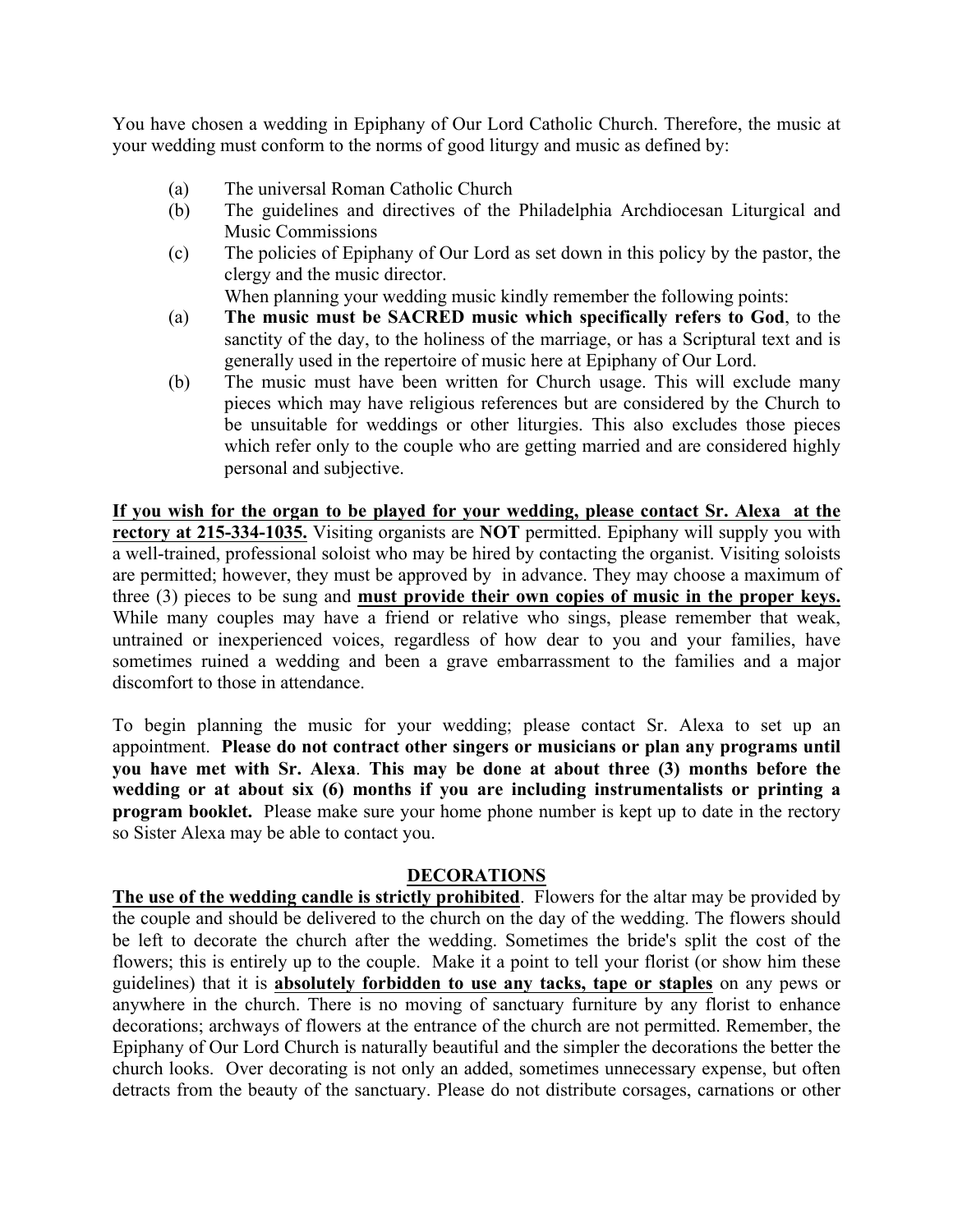You have chosen a wedding in Epiphany of Our Lord Catholic Church. Therefore, the music at your wedding must conform to the norms of good liturgy and music as defined by:

(a) The universal Roman Catholic Church
(b) The guidelines and directives of the Philadelphia Archdiocesan Liturgical and Music Commissions
(c) The policies of Epiphany of Our Lord as set down in this policy by the pastor, the clergy and the music director.

When planning your wedding music kindly remember the following points:

(a) **The music must be SACRED music which specifically refers to God**, to the sanctity of the day, to the holiness of the marriage, or has a Scriptural text and is generally used in the repertoire of music here at Epiphany of Our Lord.
(b) The music must have been written for Church usage. This will exclude many pieces which may have religious references but are considered by the Church to be unsuitable for weddings or other liturgies. This also excludes those pieces which refer only to the couple who are getting married and are considered highly personal and subjective.

**If you wish for the organ to be played for your wedding, please contact Sr. Alexa at the rectory at 215-334-1035.** Visiting organists are **NOT** permitted. Epiphany will supply you with a well-trained, professional soloist who may be hired by contacting the organist. Visiting soloists are permitted; however, they must be approved by in advance. They may choose a maximum of three (3) pieces to be sung and **must provide their own copies of music in the proper keys.** While many couples may have a friend or relative who sings, please remember that weak, untrained or inexperienced voices, regardless of how dear to you and your families, have sometimes ruined a wedding and been a grave embarrassment to the families and a major discomfort to those in attendance.

To begin planning the music for your wedding; please contact Sr. Alexa to set up an appointment. **Please do not contract other singers or musicians or plan any programs until you have met with Sr. Alexa**. **This may be done at about three (3) months before the wedding or at about six (6) months if you are including instrumentalists or printing a program booklet.** Please make sure your home phone number is kept up to date in the rectory so Sister Alexa may be able to contact you.

## DECORATIONS

**The use of the wedding candle is strictly prohibited**. Flowers for the altar may be provided by the couple and should be delivered to the church on the day of the wedding. The flowers should be left to decorate the church after the wedding. Sometimes the bride's split the cost of the flowers; this is entirely up to the couple. Make it a point to tell your florist (or show him these guidelines) that it is **absolutely forbidden to use any tacks, tape or staples** on any pews or anywhere in the church. There is no moving of sanctuary furniture by any florist to enhance decorations; archways of flowers at the entrance of the church are not permitted. Remember, the Epiphany of Our Lord Church is naturally beautiful and the simpler the decorations the better the church looks. Over decorating is not only an added, sometimes unnecessary expense, but often detracts from the beauty of the sanctuary. Please do not distribute corsages, carnations or other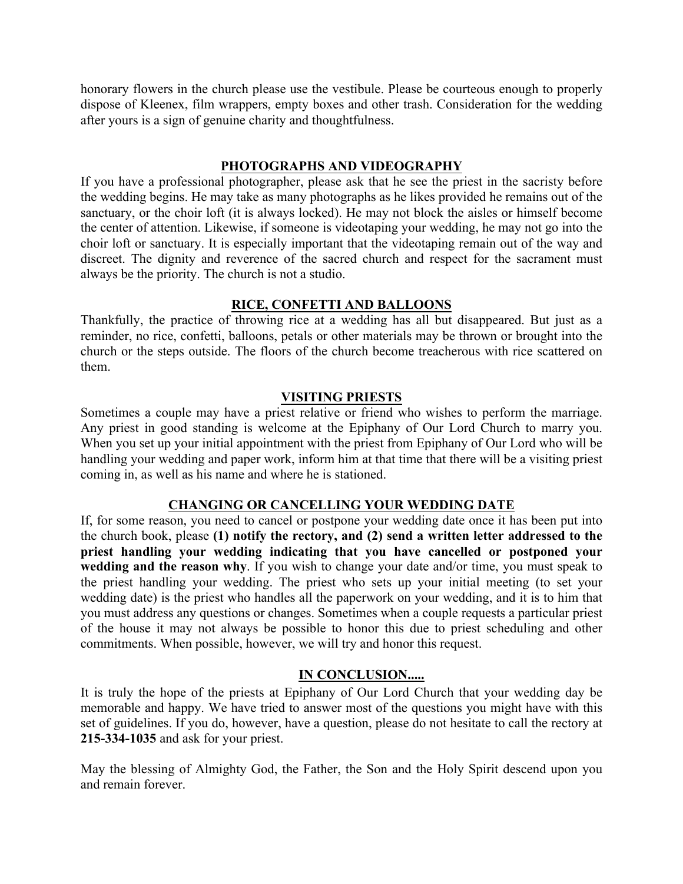honorary flowers in the church please use the vestibule. Please be courteous enough to properly dispose of Kleenex, film wrappers, empty boxes and other trash. Consideration for the wedding after yours is a sign of genuine charity and thoughtfulness.

## PHOTOGRAPHS AND VIDEOGRAPHY

If you have a professional photographer, please ask that he see the priest in the sacristy before the wedding begins. He may take as many photographs as he likes provided he remains out of the sanctuary, or the choir loft (it is always locked). He may not block the aisles or himself become the center of attention. Likewise, if someone is videotaping your wedding, he may not go into the choir loft or sanctuary. It is especially important that the videotaping remain out of the way and discreet. The dignity and reverence of the sacred church and respect for the sacrament must always be the priority. The church is not a studio.

## RICE, CONFETTI AND BALLOONS

Thankfully, the practice of throwing rice at a wedding has all but disappeared. But just as a reminder, no rice, confetti, balloons, petals or other materials may be thrown or brought into the church or the steps outside. The floors of the church become treacherous with rice scattered on them.

## VISITING PRIESTS

Sometimes a couple may have a priest relative or friend who wishes to perform the marriage. Any priest in good standing is welcome at the Epiphany of Our Lord Church to marry you. When you set up your initial appointment with the priest from Epiphany of Our Lord who will be handling your wedding and paper work, inform him at that time that there will be a visiting priest coming in, as well as his name and where he is stationed.

## CHANGING OR CANCELLING YOUR WEDDING DATE

If, for some reason, you need to cancel or postpone your wedding date once it has been put into the church book, please **(1) notify the rectory, and (2) send a written letter addressed to the priest handling your wedding indicating that you have cancelled or postponed your wedding and the reason why**. If you wish to change your date and/or time, you must speak to the priest handling your wedding. The priest who sets up your initial meeting (to set your wedding date) is the priest who handles all the paperwork on your wedding, and it is to him that you must address any questions or changes. Sometimes when a couple requests a particular priest of the house it may not always be possible to honor this due to priest scheduling and other commitments. When possible, however, we will try and honor this request.

## IN CONCLUSION.....

It is truly the hope of the priests at Epiphany of Our Lord Church that your wedding day be memorable and happy. We have tried to answer most of the questions you might have with this set of guidelines. If you do, however, have a question, please do not hesitate to call the rectory at **215-334-1035** and ask for your priest.

May the blessing of Almighty God, the Father, the Son and the Holy Spirit descend upon you and remain forever.